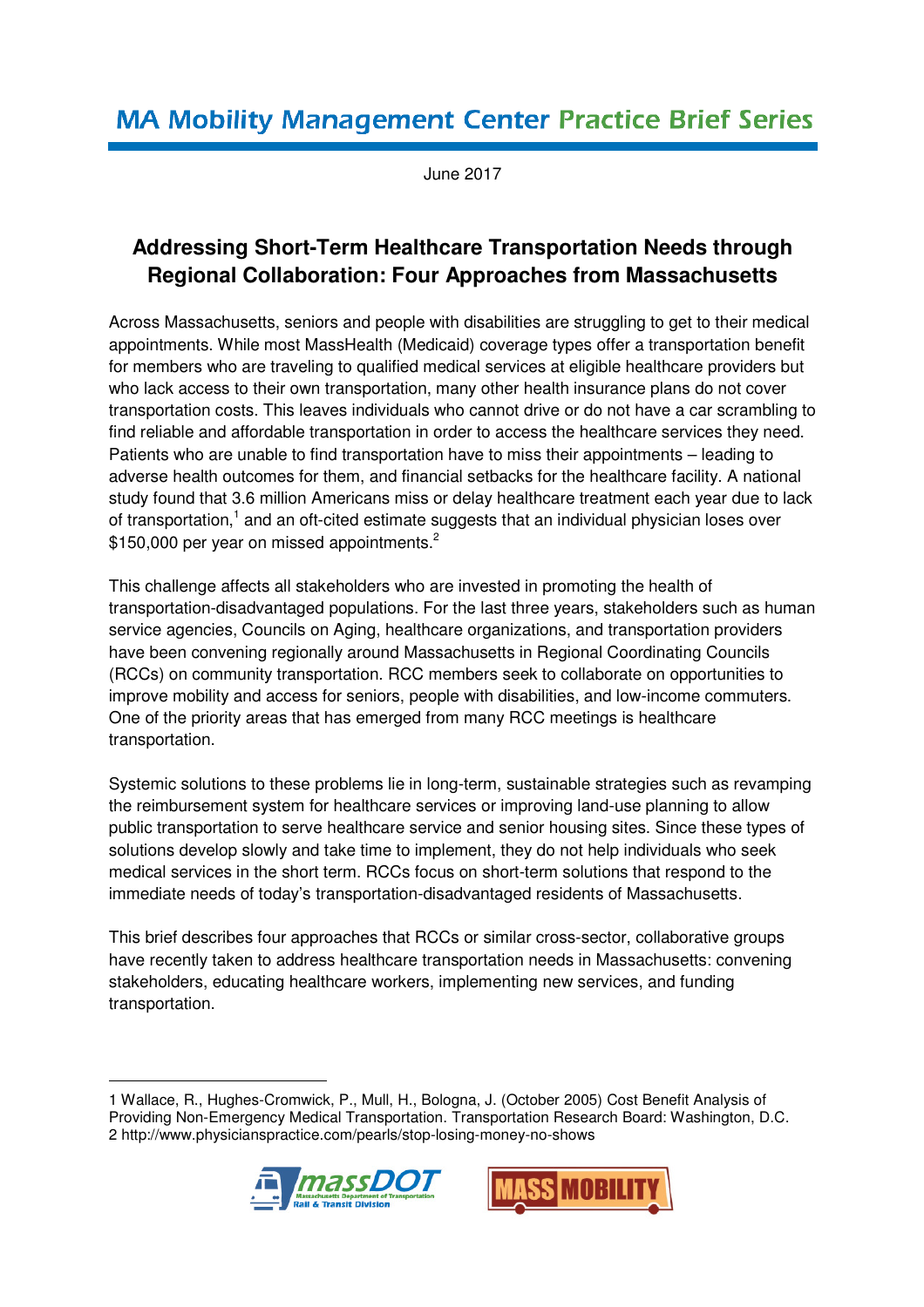MA Mobility Management Center Practice Brief Series

June 2017

# Addressing Short-Term Healthcare Transportation Needs through Regional Collaboration: Four Approaches from Massachusetts

Across Massachusetts, seniors and people with disabilities are struggling to get to their medical appointments. While most MassHealth (Medicaid) coverage types offer a transportation benefit for members who are traveling to qualified medical services at eligible healthcare providers but who lack access to their own transportation, many other health insurance plans do not cover transportation costs. This leaves individuals who cannot drive or do not have a car scrambling to find reliable and affordable transportation in order to access the healthcare services they need. Patients who are unable to find transportation have to miss their appointments – leading to adverse health outcomes for them, and financial setbacks for the healthcare facility. A national study found that 3.6 million Americans miss or delay healthcare treatment each year due to lack of transportation,[1] and an oft-cited estimate suggests that an individual physician loses over $150,000 per year on missed appointments.[2]

This challenge affects all stakeholders who are invested in promoting the health of transportation-disadvantaged populations. For the last three years, stakeholders such as human service agencies, Councils on Aging, healthcare organizations, and transportation providers have been convening regionally around Massachusetts in Regional Coordinating Councils (RCCs) on community transportation. RCC members seek to collaborate on opportunities to improve mobility and access for seniors, people with disabilities, and low-income commuters. One of the priority areas that has emerged from many RCC meetings is healthcare transportation.

Systemic solutions to these problems lie in long-term, sustainable strategies such as revamping the reimbursement system for healthcare services or improving land-use planning to allow public transportation to serve healthcare service and senior housing sites. Since these types of solutions develop slowly and take time to implement, they do not help individuals who seek medical services in the short term. RCCs focus on short-term solutions that respond to the immediate needs of today's transportation-disadvantaged residents of Massachusetts.

This brief describes four approaches that RCCs or similar cross-sector, collaborative groups have recently taken to address healthcare transportation needs in Massachusetts: convening stakeholders, educating healthcare workers, implementing new services, and funding transportation.

---

1 Wallace, R., Hughes-Cromwick, P., Mull, H., Bologna, J. (October 2005) Cost Benefit Analysis of Providing Non-Emergency Medical Transportation. Transportation Research Board: Washington, D.C.

2 http://www.physicianspractice.com/pearls/stop-losing-money-no-shows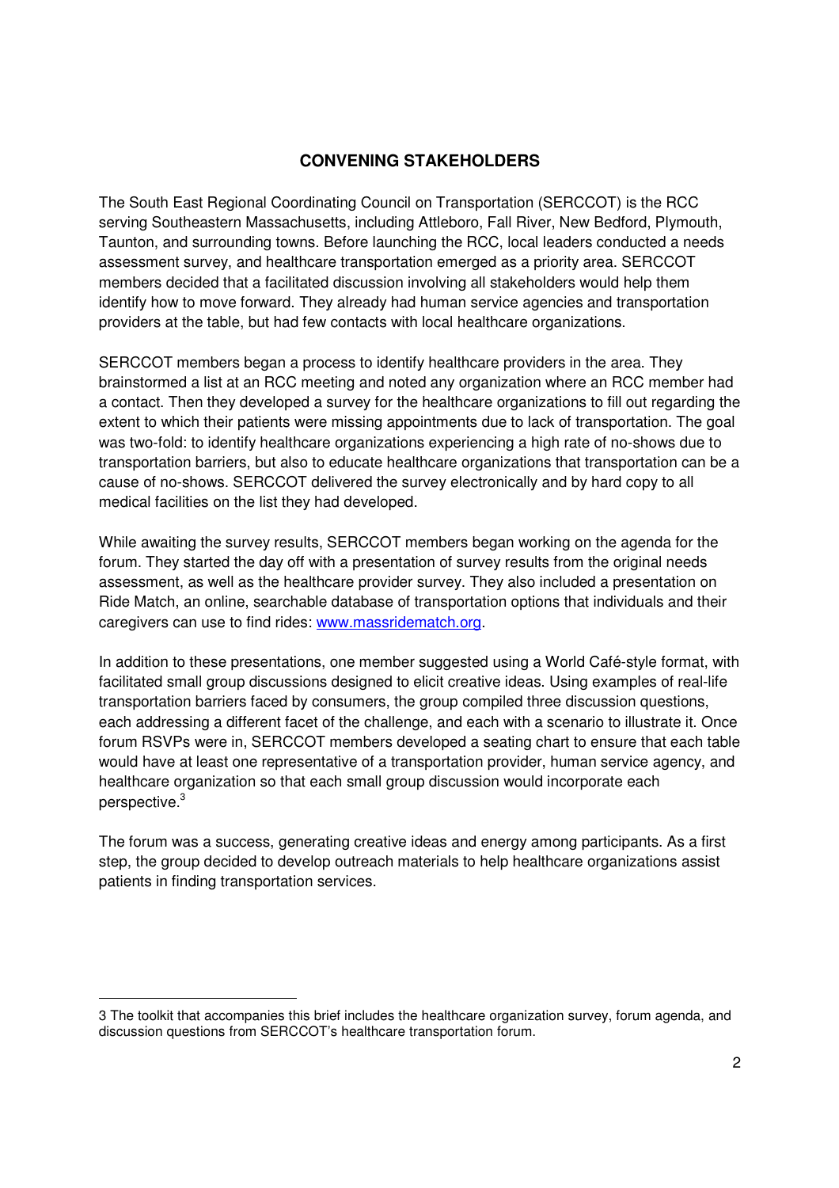## CONVENING STAKEHOLDERS

The South East Regional Coordinating Council on Transportation (SERCCOT) is the RCC serving Southeastern Massachusetts, including Attleboro, Fall River, New Bedford, Plymouth, Taunton, and surrounding towns. Before launching the RCC, local leaders conducted a needs assessment survey, and healthcare transportation emerged as a priority area. SERCCOT members decided that a facilitated discussion involving all stakeholders would help them identify how to move forward. They already had human service agencies and transportation providers at the table, but had few contacts with local healthcare organizations.

SERCCOT members began a process to identify healthcare providers in the area. They brainstormed a list at an RCC meeting and noted any organization where an RCC member had a contact. Then they developed a survey for the healthcare organizations to fill out regarding the extent to which their patients were missing appointments due to lack of transportation. The goal was two-fold: to identify healthcare organizations experiencing a high rate of no-shows due to transportation barriers, but also to educate healthcare organizations that transportation can be a cause of no-shows. SERCCOT delivered the survey electronically and by hard copy to all medical facilities on the list they had developed.

While awaiting the survey results, SERCCOT members began working on the agenda for the forum. They started the day off with a presentation of survey results from the original needs assessment, as well as the healthcare provider survey. They also included a presentation on Ride Match, an online, searchable database of transportation options that individuals and their caregivers can use to find rides: [www.massridematch.org](www.massridematch.org).

In addition to these presentations, one member suggested using a World Café-style format, with facilitated small group discussions designed to elicit creative ideas. Using examples of real-life transportation barriers faced by consumers, the group compiled three discussion questions, each addressing a different facet of the challenge, and each with a scenario to illustrate it. Once forum RSVPs were in, SERCCOT members developed a seating chart to ensure that each table would have at least one representative of a transportation provider, human service agency, and healthcare organization so that each small group discussion would incorporate each perspective.[3]

The forum was a success, generating creative ideas and energy among participants. As a first step, the group decided to develop outreach materials to help healthcare organizations assist patients in finding transportation services.

---

3 The toolkit that accompanies this brief includes the healthcare organization survey, forum agenda, and discussion questions from SERCCOT's healthcare transportation forum.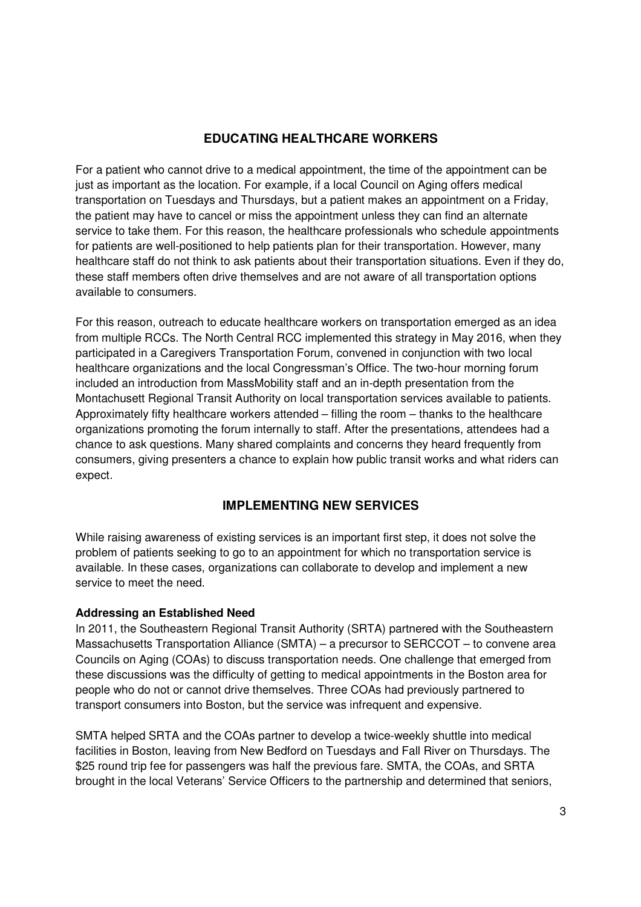## EDUCATING HEALTHCARE WORKERS

For a patient who cannot drive to a medical appointment, the time of the appointment can be just as important as the location. For example, if a local Council on Aging offers medical transportation on Tuesdays and Thursdays, but a patient makes an appointment on a Friday, the patient may have to cancel or miss the appointment unless they can find an alternate service to take them. For this reason, the healthcare professionals who schedule appointments for patients are well-positioned to help patients plan for their transportation. However, many healthcare staff do not think to ask patients about their transportation situations. Even if they do, these staff members often drive themselves and are not aware of all transportation options available to consumers.

For this reason, outreach to educate healthcare workers on transportation emerged as an idea from multiple RCCs. The North Central RCC implemented this strategy in May 2016, when they participated in a Caregivers Transportation Forum, convened in conjunction with two local healthcare organizations and the local Congressman's Office. The two-hour morning forum included an introduction from MassMobility staff and an in-depth presentation from the Montachusett Regional Transit Authority on local transportation services available to patients. Approximately fifty healthcare workers attended – filling the room – thanks to the healthcare organizations promoting the forum internally to staff. After the presentations, attendees had a chance to ask questions. Many shared complaints and concerns they heard frequently from consumers, giving presenters a chance to explain how public transit works and what riders can expect.

## IMPLEMENTING NEW SERVICES

While raising awareness of existing services is an important first step, it does not solve the problem of patients seeking to go to an appointment for which no transportation service is available. In these cases, organizations can collaborate to develop and implement a new service to meet the need.

**Addressing an Established Need**

In 2011, the Southeastern Regional Transit Authority (SRTA) partnered with the Southeastern Massachusetts Transportation Alliance (SMTA) – a precursor to SERCCOT – to convene area Councils on Aging (COAs) to discuss transportation needs. One challenge that emerged from these discussions was the difficulty of getting to medical appointments in the Boston area for people who do not or cannot drive themselves. Three COAs had previously partnered to transport consumers into Boston, but the service was infrequent and expensive.

SMTA helped SRTA and the COAs partner to develop a twice-weekly shuttle into medical facilities in Boston, leaving from New Bedford on Tuesdays and Fall River on Thursdays. The $25 round trip fee for passengers was half the previous fare. SMTA, the COAs, and SRTA brought in the local Veterans' Service Officers to the partnership and determined that seniors,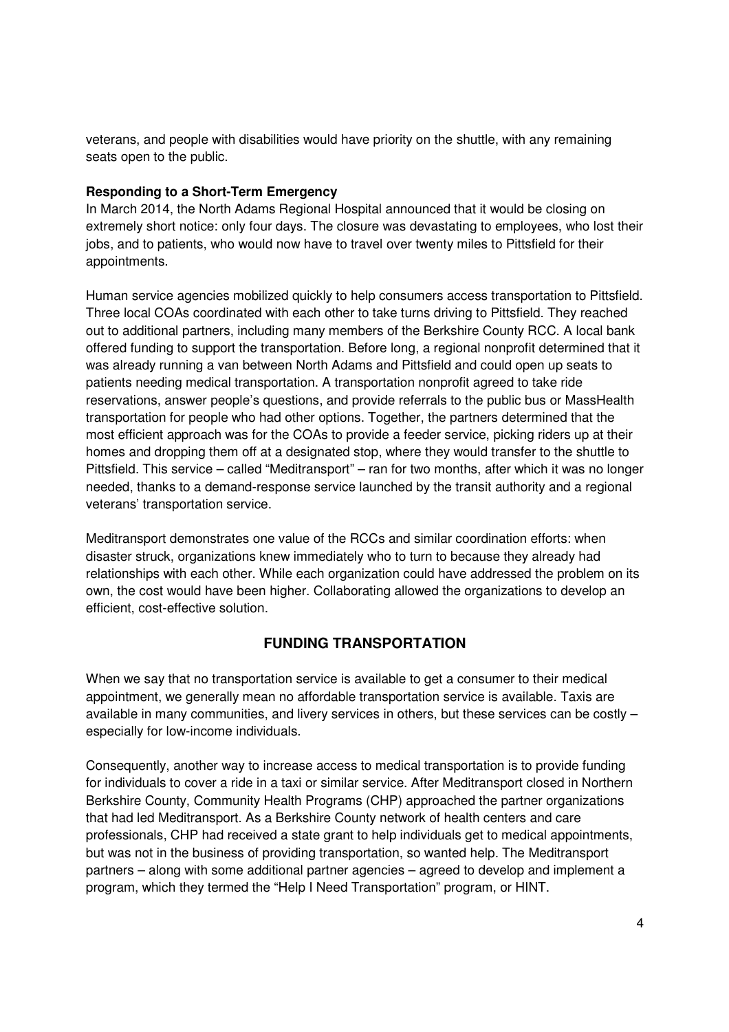veterans, and people with disabilities would have priority on the shuttle, with any remaining seats open to the public.

**Responding to a Short-Term Emergency**

In March 2014, the North Adams Regional Hospital announced that it would be closing on extremely short notice: only four days. The closure was devastating to employees, who lost their jobs, and to patients, who would now have to travel over twenty miles to Pittsfield for their appointments.

Human service agencies mobilized quickly to help consumers access transportation to Pittsfield. Three local COAs coordinated with each other to take turns driving to Pittsfield. They reached out to additional partners, including many members of the Berkshire County RCC. A local bank offered funding to support the transportation. Before long, a regional nonprofit determined that it was already running a van between North Adams and Pittsfield and could open up seats to patients needing medical transportation. A transportation nonprofit agreed to take ride reservations, answer people's questions, and provide referrals to the public bus or MassHealth transportation for people who had other options. Together, the partners determined that the most efficient approach was for the COAs to provide a feeder service, picking riders up at their homes and dropping them off at a designated stop, where they would transfer to the shuttle to Pittsfield. This service – called "Meditransport" – ran for two months, after which it was no longer needed, thanks to a demand-response service launched by the transit authority and a regional veterans' transportation service.

Meditransport demonstrates one value of the RCCs and similar coordination efforts: when disaster struck, organizations knew immediately who to turn to because they already had relationships with each other. While each organization could have addressed the problem on its own, the cost would have been higher. Collaborating allowed the organizations to develop an efficient, cost-effective solution.

## FUNDING TRANSPORTATION

When we say that no transportation service is available to get a consumer to their medical appointment, we generally mean no affordable transportation service is available. Taxis are available in many communities, and livery services in others, but these services can be costly – especially for low-income individuals.

Consequently, another way to increase access to medical transportation is to provide funding for individuals to cover a ride in a taxi or similar service. After Meditransport closed in Northern Berkshire County, Community Health Programs (CHP) approached the partner organizations that had led Meditransport. As a Berkshire County network of health centers and care professionals, CHP had received a state grant to help individuals get to medical appointments, but was not in the business of providing transportation, so wanted help. The Meditransport partners – along with some additional partner agencies – agreed to develop and implement a program, which they termed the "Help I Need Transportation" program, or HINT.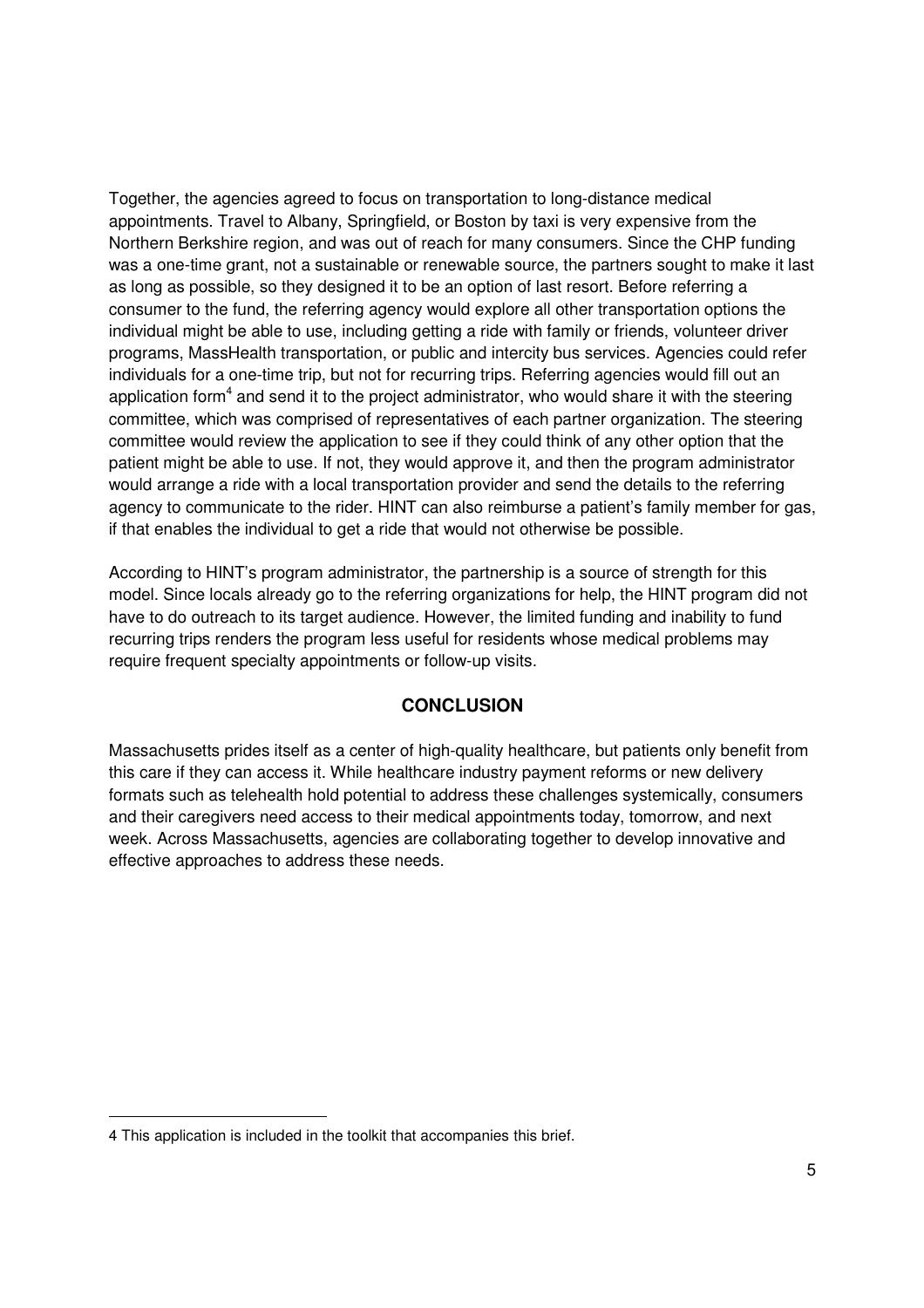Together, the agencies agreed to focus on transportation to long-distance medical appointments. Travel to Albany, Springfield, or Boston by taxi is very expensive from the Northern Berkshire region, and was out of reach for many consumers. Since the CHP funding was a one-time grant, not a sustainable or renewable source, the partners sought to make it last as long as possible, so they designed it to be an option of last resort. Before referring a consumer to the fund, the referring agency would explore all other transportation options the individual might be able to use, including getting a ride with family or friends, volunteer driver programs, MassHealth transportation, or public and intercity bus services. Agencies could refer individuals for a one-time trip, but not for recurring trips. Referring agencies would fill out an application form[4] and send it to the project administrator, who would share it with the steering committee, which was comprised of representatives of each partner organization. The steering committee would review the application to see if they could think of any other option that the patient might be able to use. If not, they would approve it, and then the program administrator would arrange a ride with a local transportation provider and send the details to the referring agency to communicate to the rider. HINT can also reimburse a patient's family member for gas, if that enables the individual to get a ride that would not otherwise be possible.

According to HINT's program administrator, the partnership is a source of strength for this model. Since locals already go to the referring organizations for help, the HINT program did not have to do outreach to its target audience. However, the limited funding and inability to fund recurring trips renders the program less useful for residents whose medical problems may require frequent specialty appointments or follow-up visits.

## CONCLUSION

Massachusetts prides itself as a center of high-quality healthcare, but patients only benefit from this care if they can access it. While healthcare industry payment reforms or new delivery formats such as telehealth hold potential to address these challenges systemically, consumers and their caregivers need access to their medical appointments today, tomorrow, and next week. Across Massachusetts, agencies are collaborating together to develop innovative and effective approaches to address these needs.

---

4 This application is included in the toolkit that accompanies this brief.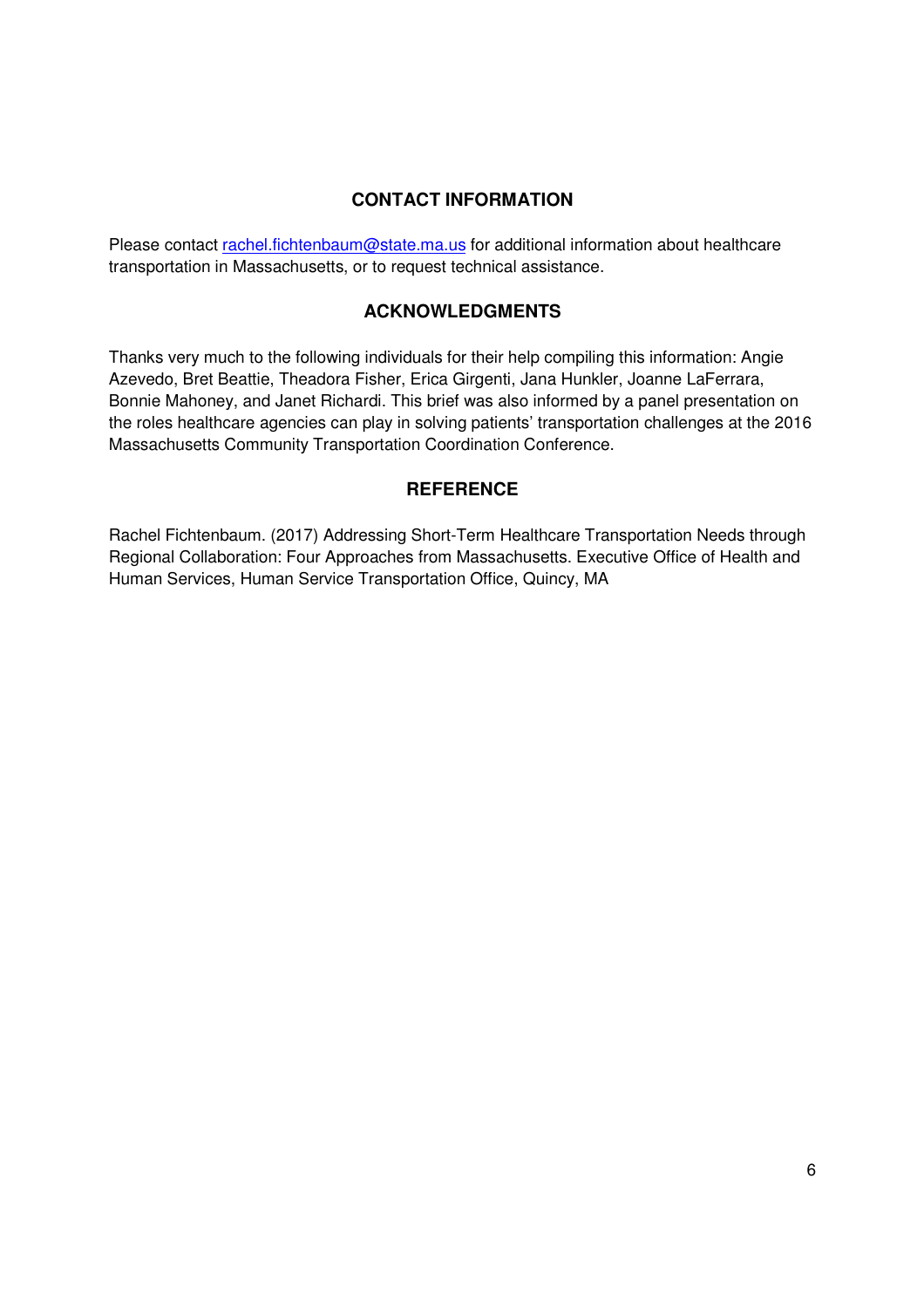## CONTACT INFORMATION

Please contact rachel.fichtenbaum@state.ma.us for additional information about healthcare transportation in Massachusetts, or to request technical assistance.

## ACKNOWLEDGMENTS

Thanks very much to the following individuals for their help compiling this information: Angie Azevedo, Bret Beattie, Theadora Fisher, Erica Girgenti, Jana Hunkler, Joanne LaFerrara, Bonnie Mahoney, and Janet Richardi. This brief was also informed by a panel presentation on the roles healthcare agencies can play in solving patients' transportation challenges at the 2016 Massachusetts Community Transportation Coordination Conference.

## REFERENCE

Rachel Fichtenbaum. (2017) Addressing Short-Term Healthcare Transportation Needs through Regional Collaboration: Four Approaches from Massachusetts. Executive Office of Health and Human Services, Human Service Transportation Office, Quincy, MA